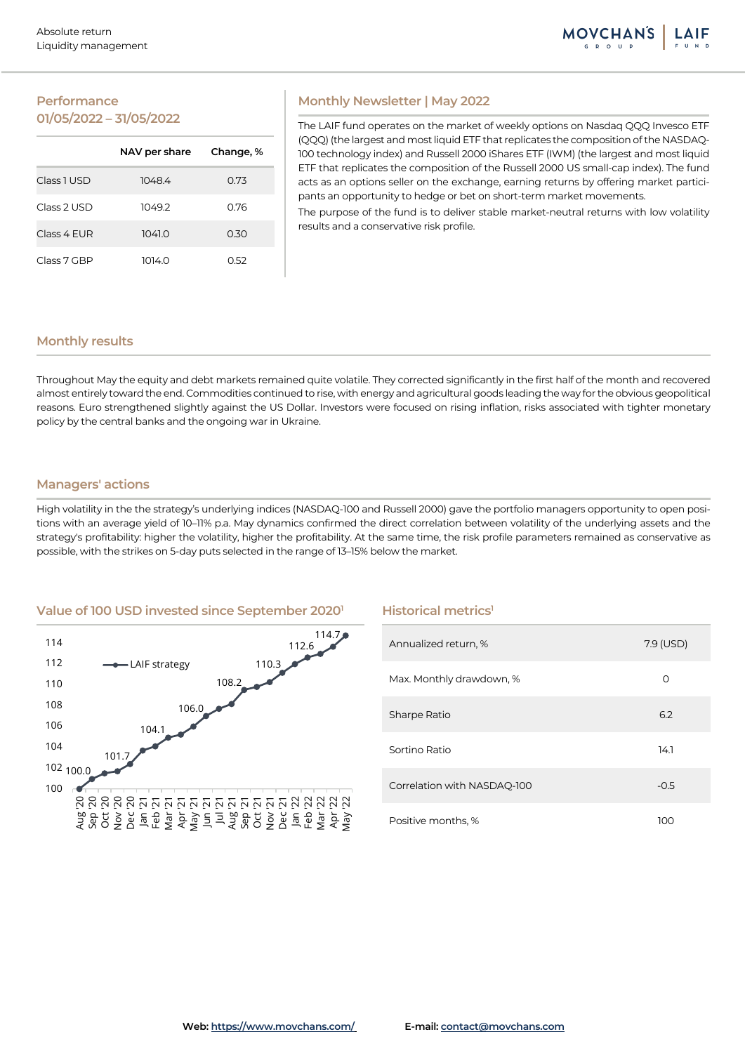Absolute return
Liquidity management

MOVCHAN'S GROUP | LAIF FUND

## Performance 01/05/2022 – 31/05/2022

| | NAV per share | Change, % |
|---|---|---|
| Class 1 USD | 1048.4 | 0.73 |
| Class 2 USD | 1049.2 | 0.76 |
| Class 4 EUR | 1041.0 | 0.30 |
| Class 7 GBP | 1014.0 | 0.52 |

## Monthly Newsletter | May 2022

The LAIF fund operates on the market of weekly options on Nasdaq QQQ Invesco ETF (QQQ) (the largest and most liquid ETF that replicates the composition of the NASDAQ-100 technology index) and Russell 2000 iShares ETF (IWM) (the largest and most liquid ETF that replicates the composition of the Russell 2000 US small-cap index). The fund acts as an options seller on the exchange, earning returns by offering market participants an opportunity to hedge or bet on short-term market movements.

The purpose of the fund is to deliver stable market-neutral returns with low volatility results and a conservative risk profile.

## Monthly results

Throughout May the equity and debt markets remained quite volatile. They corrected significantly in the first half of the month and recovered almost entirely toward the end. Commodities continued to rise, with energy and agricultural goods leading the way for the obvious geopolitical reasons. Euro strengthened slightly against the US Dollar. Investors were focused on rising inflation, risks associated with tighter monetary policy by the central banks and the ongoing war in Ukraine.

## Managers' actions

High volatility in the the strategy's underlying indices (NASDAQ-100 and Russell 2000) gave the portfolio managers opportunity to open positions with an average yield of 10–11% p.a. May dynamics confirmed the direct correlation between volatility of the underlying assets and the strategy's profitability: higher the volatility, higher the profitability. At the same time, the risk profile parameters remained as conservative as possible, with the strikes on 5-day puts selected in the range of 13–15% below the market.

## Value of 100 USD invested since September 2020[1]

LAIF strategy: Aug '20 – 100.0; Dec '20 – 101.7; Apr '21 – 104.1; Jul '21 – 106.0; Oct '21 – 108.2; Dec '21 – 110.3; Mar '22 – 112.6; May '22 – 114.7

## Historical metrics[1]

| | |
|---|---|
| Annualized return, % | 7.9 (USD) |
| Max. Monthly drawdown, % | 0 |
| Sharpe Ratio | 6.2 |
| Sortino Ratio | 14.1 |
| Correlation with NASDAQ-100 | -0.5 |
| Positive months, % | 100 |

**Web:** https://www.movchans.com/ **E-mail:** contact@movchans.com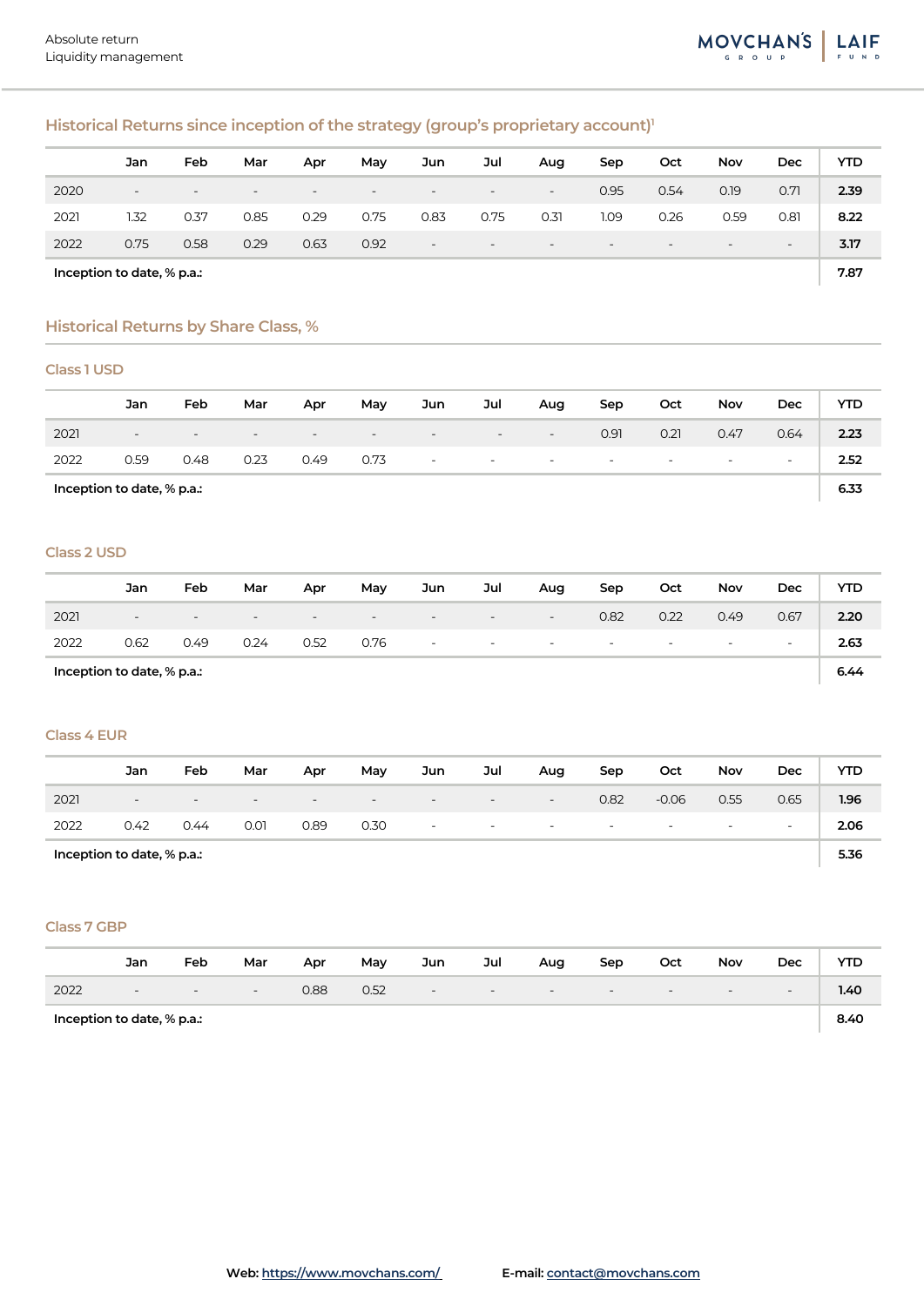## Historical Returns since inception of the strategy (group's proprietary account)[1]

| | Jan | Feb | Mar | Apr | May | Jun | Jul | Aug | Sep | Oct | Nov | Dec | YTD |
|---|---|---|---|---|---|---|---|---|---|---|---|---|---|
| 2020 | - | - | - | - | - | - | - | - | 0.95 | 0.54 | 0.19 | 0.71 | **2.39** |
| 2021 | 1.32 | 0.37 | 0.85 | 0.29 | 0.75 | 0.83 | 0.75 | 0.31 | 1.09 | 0.26 | 0.59 | 0.81 | **8.22** |
| 2022 | 0.75 | 0.58 | 0.29 | 0.63 | 0.92 | - | - | - | - | - | - | - | **3.17** |
| **Inception to date, % p.a.:** | | | | | | | | | | | | | **7.87** |

## Historical Returns by Share Class, %

### Class 1 USD

| | Jan | Feb | Mar | Apr | May | Jun | Jul | Aug | Sep | Oct | Nov | Dec | YTD |
|---|---|---|---|---|---|---|---|---|---|---|---|---|---|
| 2021 | - | - | - | - | - | - | - | - | 0.91 | 0.21 | 0.47 | 0.64 | **2.23** |
| 2022 | 0.59 | 0.48 | 0.23 | 0.49 | 0.73 | - | - | - | - | - | - | - | **2.52** |
| **Inception to date, % p.a.:** | | | | | | | | | | | | | **6.33** |

### Class 2 USD

| | Jan | Feb | Mar | Apr | May | Jun | Jul | Aug | Sep | Oct | Nov | Dec | YTD |
|---|---|---|---|---|---|---|---|---|---|---|---|---|---|
| 2021 | - | - | - | - | - | - | - | - | 0.82 | 0.22 | 0.49 | 0.67 | **2.20** |
| 2022 | 0.62 | 0.49 | 0.24 | 0.52 | 0.76 | - | - | - | - | - | - | - | **2.63** |
| **Inception to date, % p.a.:** | | | | | | | | | | | | | **6.44** |

### Class 4 EUR

| | Jan | Feb | Mar | Apr | May | Jun | Jul | Aug | Sep | Oct | Nov | Dec | YTD |
|---|---|---|---|---|---|---|---|---|---|---|---|---|---|
| 2021 | - | - | - | - | - | - | - | - | 0.82 | -0.06 | 0.55 | 0.65 | **1.96** |
| 2022 | 0.42 | 0.44 | 0.01 | 0.89 | 0.30 | - | - | - | - | - | - | - | **2.06** |
| **Inception to date, % p.a.:** | | | | | | | | | | | | | **5.36** |

### Class 7 GBP

| | Jan | Feb | Mar | Apr | May | Jun | Jul | Aug | Sep | Oct | Nov | Dec | YTD |
|---|---|---|---|---|---|---|---|---|---|---|---|---|---|
| 2022 | - | - | - | 0.88 | 0.52 | - | - | - | - | - | - | - | **1.40** |
| **Inception to date, % p.a.:** | | | | | | | | | | | | | **8.40** |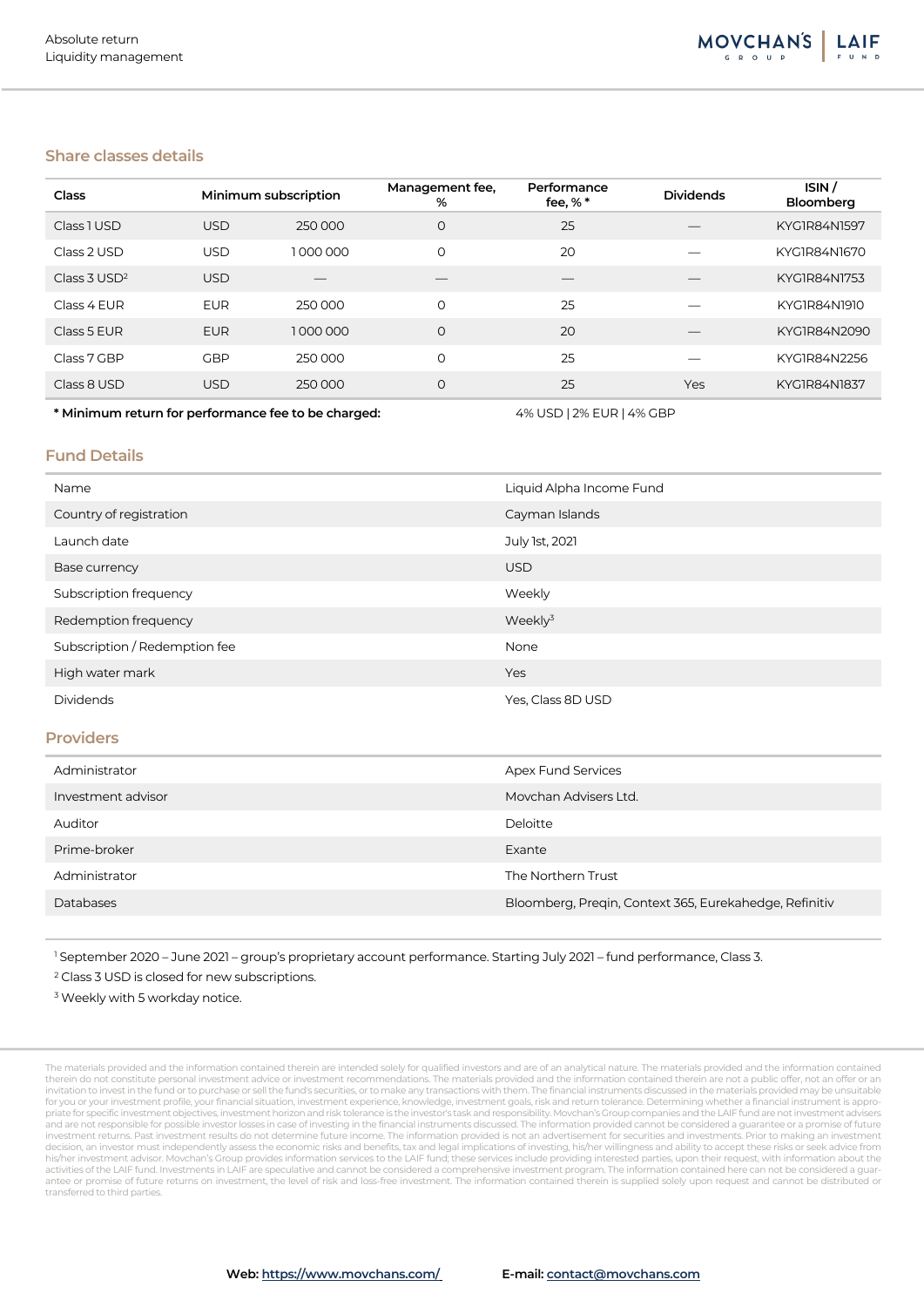## Share classes details

| Class | Minimum subscription | | Management fee, % | Performance fee, % * | Dividends | ISIN / Bloomberg |
|---|---|---|---|---|---|---|
| Class 1 USD | USD | 250 000 | 0 | 25 | — | KYG1R84N1597 |
| Class 2 USD | USD | 1 000 000 | 0 | 20 | — | KYG1R84N1670 |
| Class 3 USD[2] | USD | — | — | — | — | KYG1R84N1753 |
| Class 4 EUR | EUR | 250 000 | 0 | 25 | — | KYG1R84N1910 |
| Class 5 EUR | EUR | 1 000 000 | 0 | 20 | — | KYG1R84N2090 |
| Class 7 GBP | GBP | 250 000 | 0 | 25 | — | KYG1R84N2256 |
| Class 8 USD | USD | 250 000 | 0 | 25 | Yes | KYG1R84N1837 |

**\* Minimum return for performance fee to be charged:** 4% USD | 2% EUR | 4% GBP

## Fund Details

| | |
|---|---|
| Name | Liquid Alpha Income Fund |
| Country of registration | Cayman Islands |
| Launch date | July 1st, 2021 |
| Base currency | USD |
| Subscription frequency | Weekly |
| Redemption frequency | Weekly[3] |
| Subscription / Redemption fee | None |
| High water mark | Yes |
| Dividends | Yes, Class 8D USD |

## Providers

| | |
|---|---|
| Administrator | Apex Fund Services |
| Investment advisor | Movchan Advisers Ltd. |
| Auditor | Deloitte |
| Prime-broker | Exante |
| Administrator | The Northern Trust |
| Databases | Bloomberg, Preqin, Context 365, Eurekahedge, Refinitiv |

[1] September 2020 – June 2021 – group's proprietary account performance. Starting July 2021 – fund performance, Class 3.

[2] Class 3 USD is closed for new subscriptions.

[3] Weekly with 5 workday notice.

The materials provided and the information contained therein are intended solely for qualified investors and are of an analytical nature. The materials provided and the information contained therein do not constitute personal investment advice or investment recommendations. The materials provided and the information contained therein are not a public offer, not an offer or an invitation to invest in the fund or to purchase or sell the fund's securities, or to make any transactions with them. The financial instruments discussed in the materials provided may be unsuitable for you or your investment profile, your financial situation, investment experience, knowledge, investment goals, risk and return tolerance. Determining whether a financial instrument is appropriate for specific investment objectives, investment horizon and risk tolerance is the investor's task and responsibility. Movchan's Group companies and the LAIF fund are not investment advisers and are not responsible for possible investor losses in case of investing in the financial instruments discussed. The information provided cannot be considered a guarantee or a promise of future investment returns. Past investment results do not determine future income. The information provided is not an advertisement for securities and investments. Prior to making an investment decision, an investor must independently assess the economic risks and benefits, tax and legal implications of investing, his/her willingness and ability to accept these risks or seek advice from his/her investment advisor. Movchan's Group provides information services to the LAIF fund; these services include providing interested parties, upon their request, with information about the activities of the LAIF fund. Investments in LAIF are speculative and cannot be considered a comprehensive investment program. The information contained here can not be considered a guarantee or promise of future returns on investment, the level of risk and loss-free investment. The information contained therein is supplied solely upon request and cannot be distributed or transferred to third parties.

**Web:** [https://www.movchans.com/](https://www.movchans.com/) **E-mail:** [contact@movchans.com](mailto:contact@movchans.com)